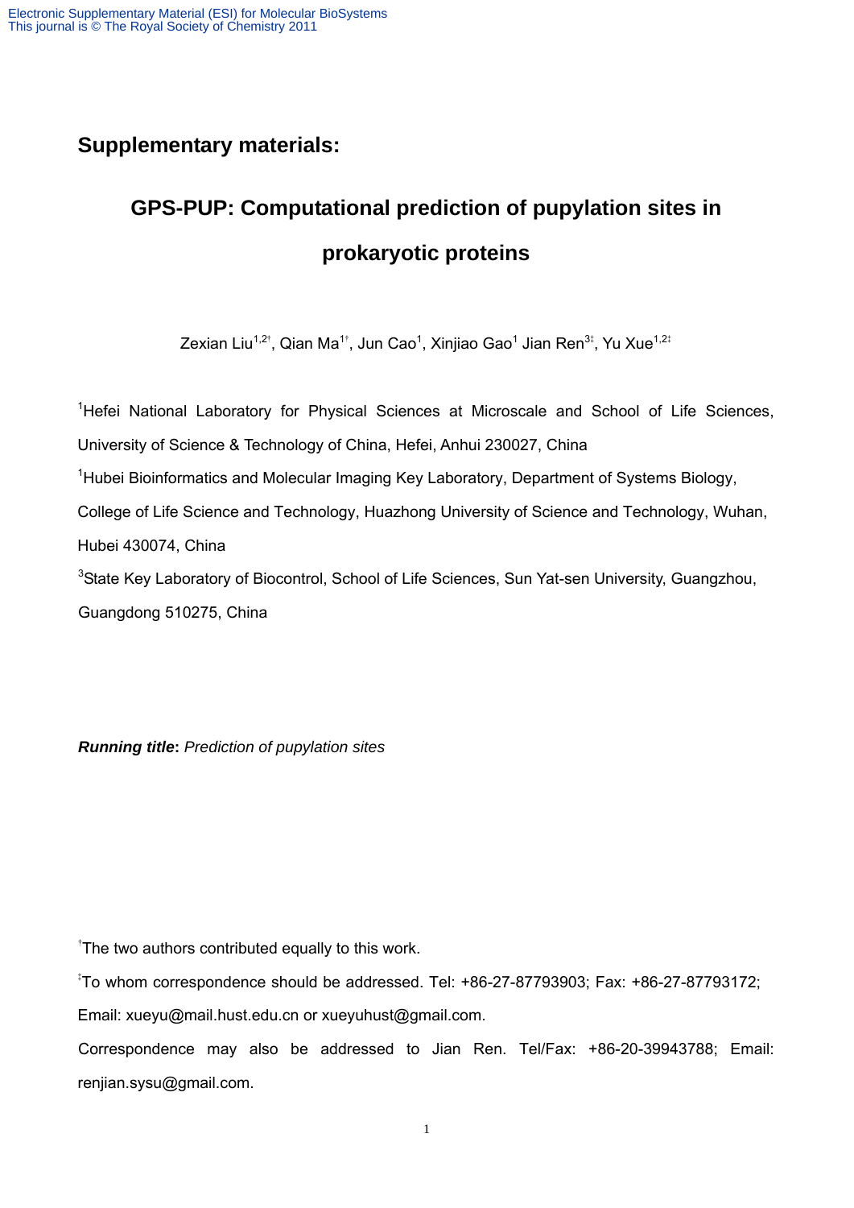## Supplementary materials:

# GPS-PUP: Computational prediction of pupylation sites in prokaryotic proteins

Zexian Liu[1,2†], Qian Ma[1†], Jun Cao[1], Xinjiao Gao[1] Jian Ren[3‡], Yu Xue[1,2‡]

[1]Hefei National Laboratory for Physical Sciences at Microscale and School of Life Sciences, University of Science & Technology of China, Hefei, Anhui 230027, China

[1]Hubei Bioinformatics and Molecular Imaging Key Laboratory, Department of Systems Biology, College of Life Science and Technology, Huazhong University of Science and Technology, Wuhan, Hubei 430074, China

[3]State Key Laboratory of Biocontrol, School of Life Sciences, Sun Yat-sen University, Guangzhou, Guangdong 510275, China

***Running title**: Prediction of pupylation sites*

[†]The two authors contributed equally to this work.

[‡]To whom correspondence should be addressed. Tel: +86-27-87793903; Fax: +86-27-87793172; Email: xueyu@mail.hust.edu.cn or xueyuhust@gmail.com.

Correspondence may also be addressed to Jian Ren. Tel/Fax: +86-20-39943788; Email: renjian.sysu@gmail.com.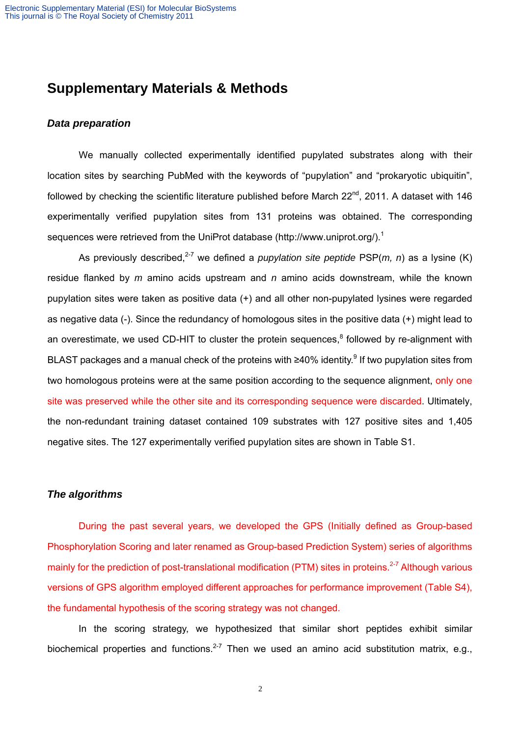# Supplementary Materials & Methods

## *Data preparation*

We manually collected experimentally identified pupylated substrates along with their location sites by searching PubMed with the keywords of "pupylation" and "prokaryotic ubiquitin", followed by checking the scientific literature published before March 22nd, 2011. A dataset with 146 experimentally verified pupylation sites from 131 proteins was obtained. The corresponding sequences were retrieved from the UniProt database (http://www.uniprot.org/).[1]

As previously described,[2-7] we defined a *pupylation site peptide* PSP(*m, n*) as a lysine (K) residue flanked by *m* amino acids upstream and *n* amino acids downstream, while the known pupylation sites were taken as positive data (+) and all other non-pupylated lysines were regarded as negative data (-). Since the redundancy of homologous sites in the positive data (+) might lead to an overestimate, we used CD-HIT to cluster the protein sequences,[8] followed by re-alignment with BLAST packages and a manual check of the proteins with ≥40% identity.[9] If two pupylation sites from two homologous proteins were at the same position according to the sequence alignment, only one site was preserved while the other site and its corresponding sequence were discarded. Ultimately, the non-redundant training dataset contained 109 substrates with 127 positive sites and 1,405 negative sites. The 127 experimentally verified pupylation sites are shown in Table S1.

## *The algorithms*

During the past several years, we developed the GPS (Initially defined as Group-based Phosphorylation Scoring and later renamed as Group-based Prediction System) series of algorithms mainly for the prediction of post-translational modification (PTM) sites in proteins.[2-7] Although various versions of GPS algorithm employed different approaches for performance improvement (Table S4), the fundamental hypothesis of the scoring strategy was not changed.

In the scoring strategy, we hypothesized that similar short peptides exhibit similar biochemical properties and functions.[2-7] Then we used an amino acid substitution matrix, e.g.,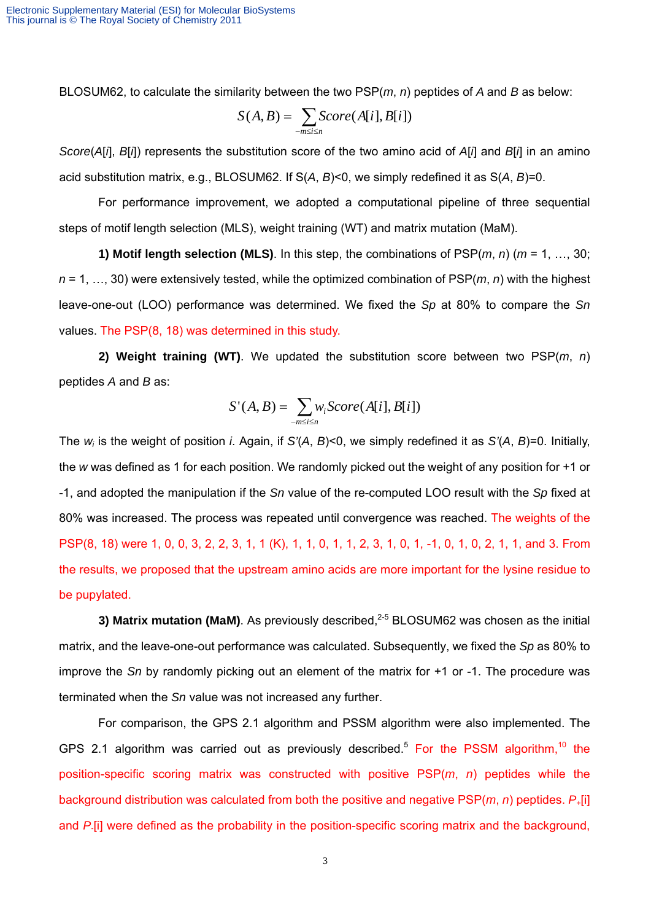BLOSUM62, to calculate the similarity between the two PSP($m$, $n$) peptides of $A$ and $B$ as below:

$$S(A,B) = \sum_{-m \le i \le n} Score(A[i], B[i])$$

$Score(A[i], B[i])$ represents the substitution score of the two amino acid of $A[i]$ and $B[i]$ in an amino acid substitution matrix, e.g., BLOSUM62. If $S(A, B)<0$, we simply redefined it as $S(A, B)=0$.

For performance improvement, we adopted a computational pipeline of three sequential steps of motif length selection (MLS), weight training (WT) and matrix mutation (MaM).

**1) Motif length selection (MLS)**. In this step, the combinations of PSP($m$, $n$) ($m$ = 1, …, 30; $n$ = 1, …, 30) were extensively tested, while the optimized combination of PSP($m$, $n$) with the highest leave-one-out (LOO) performance was determined. We fixed the *Sp* at 80% to compare the *Sn* values. The PSP(8, 18) was determined in this study.

**2) Weight training (WT)**. We updated the substitution score between two PSP($m$, $n$) peptides $A$ and $B$ as:

$$S'(A,B) = \sum_{-m \le i \le n} w_i Score(A[i], B[i])$$

The $w_i$ is the weight of position $i$. Again, if $S'(A, B)<0$, we simply redefined it as $S'(A, B)=0$. Initially, the $w$ was defined as 1 for each position. We randomly picked out the weight of any position for +1 or -1, and adopted the manipulation if the *Sn* value of the re-computed LOO result with the *Sp* fixed at 80% was increased. The process was repeated until convergence was reached. The weights of the PSP(8, 18) were 1, 0, 0, 3, 2, 2, 3, 1, 1 (K), 1, 1, 0, 1, 1, 2, 3, 1, 0, 1, -1, 0, 1, 0, 2, 1, 1, and 3. From the results, we proposed that the upstream amino acids are more important for the lysine residue to be pupylated.

**3) Matrix mutation (MaM)**. As previously described,[2-5] BLOSUM62 was chosen as the initial matrix, and the leave-one-out performance was calculated. Subsequently, we fixed the *Sp* as 80% to improve the *Sn* by randomly picking out an element of the matrix for +1 or -1. The procedure was terminated when the *Sn* value was not increased any further.

For comparison, the GPS 2.1 algorithm and PSSM algorithm were also implemented. The GPS 2.1 algorithm was carried out as previously described.[5] For the PSSM algorithm,[10] the position-specific scoring matrix was constructed with positive PSP($m$, $n$) peptides while the background distribution was calculated from both the positive and negative PSP($m$, $n$) peptides. $P_+[i]$ and $P_-[i]$ were defined as the probability in the position-specific scoring matrix and the background,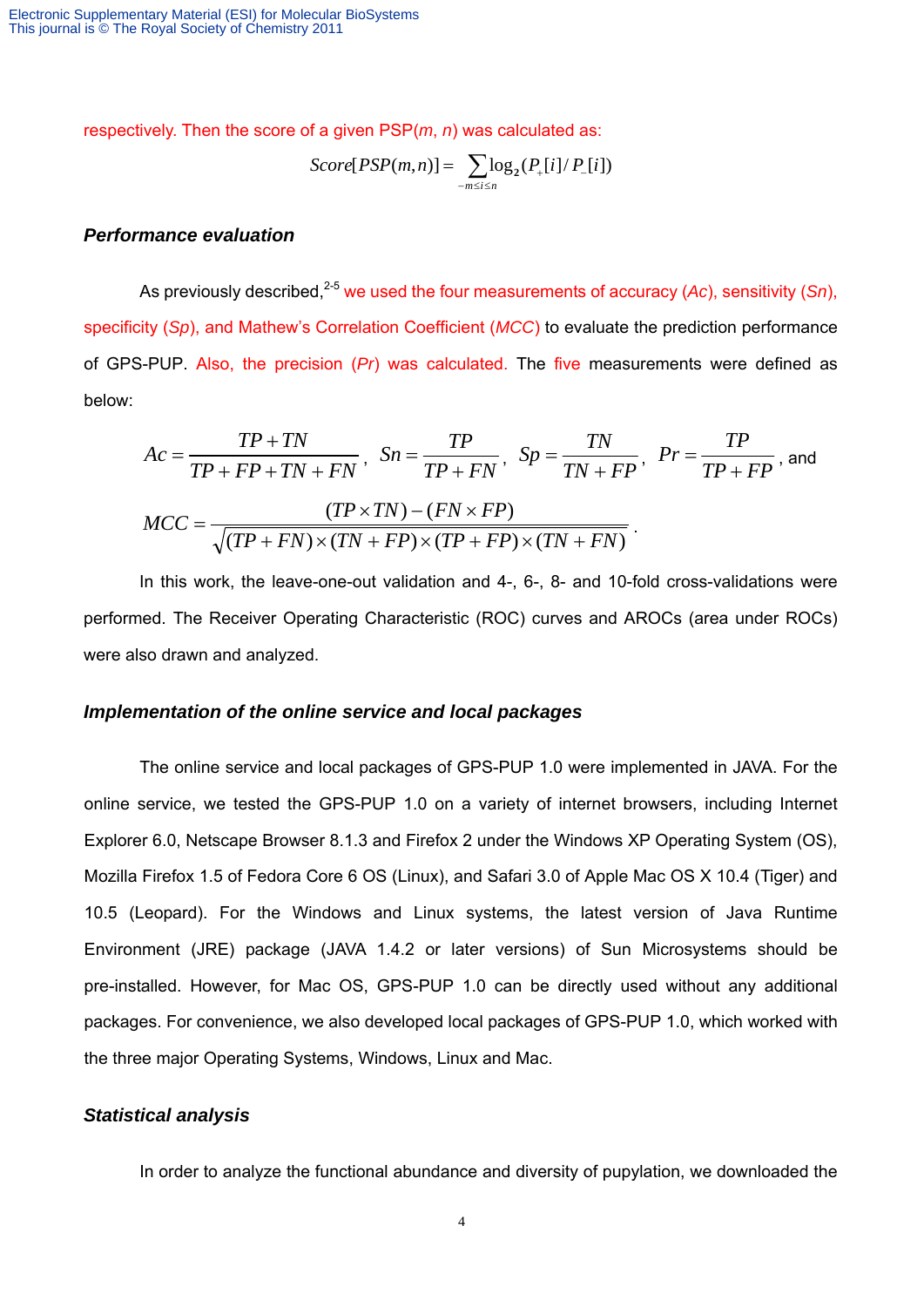respectively. Then the score of a given PSP($m$, $n$) was calculated as:

$$Score[PSP(m,n)] = \sum_{-m \le i \le n} \log_2 (P_+[i] / P_-[i])$$

### *Performance evaluation*

As previously described,[2-5] we used the four measurements of accuracy (*Ac*), sensitivity (*Sn*), specificity (*Sp*), and Mathew's Correlation Coefficient (*MCC*) to evaluate the prediction performance of GPS-PUP. Also, the precision (*Pr*) was calculated. The five measurements were defined as below:

$$Ac = \frac{TP + TN}{TP + FP + TN + FN}, \quad Sn = \frac{TP}{TP + FN}, \quad Sp = \frac{TN}{TN + FP}, \quad Pr = \frac{TP}{TP + FP}, \text{ and}$$

$$MCC = \frac{(TP \times TN) - (FN \times FP)}{\sqrt{(TP + FN) \times (TN + FP) \times (TP + FP) \times (TN + FN)}}.$$

In this work, the leave-one-out validation and 4-, 6-, 8- and 10-fold cross-validations were performed. The Receiver Operating Characteristic (ROC) curves and AROCs (area under ROCs) were also drawn and analyzed.

### *Implementation of the online service and local packages*

The online service and local packages of GPS-PUP 1.0 were implemented in JAVA. For the online service, we tested the GPS-PUP 1.0 on a variety of internet browsers, including Internet Explorer 6.0, Netscape Browser 8.1.3 and Firefox 2 under the Windows XP Operating System (OS), Mozilla Firefox 1.5 of Fedora Core 6 OS (Linux), and Safari 3.0 of Apple Mac OS X 10.4 (Tiger) and 10.5 (Leopard). For the Windows and Linux systems, the latest version of Java Runtime Environment (JRE) package (JAVA 1.4.2 or later versions) of Sun Microsystems should be pre-installed. However, for Mac OS, GPS-PUP 1.0 can be directly used without any additional packages. For convenience, we also developed local packages of GPS-PUP 1.0, which worked with the three major Operating Systems, Windows, Linux and Mac.

### *Statistical analysis*

In order to analyze the functional abundance and diversity of pupylation, we downloaded the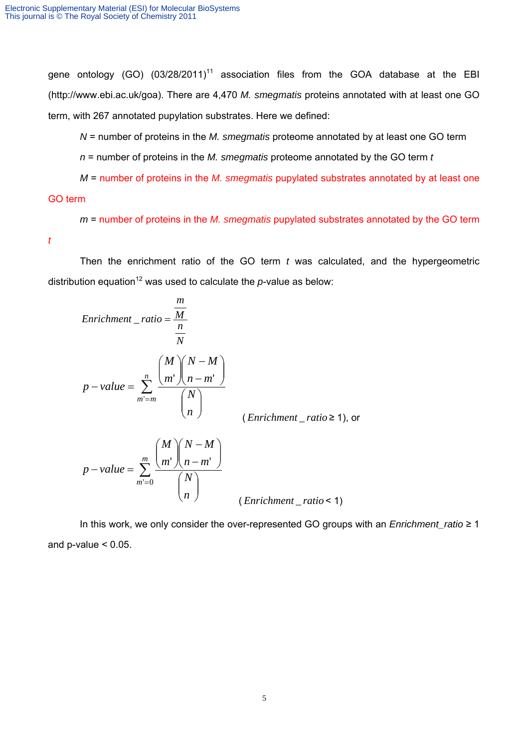gene ontology (GO) (03/28/2011)[11] association files from the GOA database at the EBI (http://www.ebi.ac.uk/goa). There are 4,470 *M. smegmatis* proteins annotated with at least one GO term, with 267 annotated pupylation substrates. Here we defined:

$N$ = number of proteins in the *M. smegmatis* proteome annotated by at least one GO term

$n$ = number of proteins in the *M. smegmatis* proteome annotated by the GO term $t$

$M$ = number of proteins in the *M. smegmatis* pupylated substrates annotated by at least one GO term

$m$ = number of proteins in the *M. smegmatis* pupylated substrates annotated by the GO term $t$

Then the enrichment ratio of the GO term $t$ was calculated, and the hypergeometric distribution equation[12] was used to calculate the $p$-value as below:

$$Enrichment\_ratio = \frac{\frac{m}{M}}{\frac{n}{N}}$$

$$p-value = \sum_{m'=m}^{n} \frac{\binom{M}{m'}\binom{N-M}{n-m'}}{\binom{N}{n}} \qquad (Enrichment\_ratio \geq 1), \text{ or}$$

$$p-value = \sum_{m'=0}^{m} \frac{\binom{M}{m'}\binom{N-M}{n-m'}}{\binom{N}{n}} \qquad (Enrichment\_ratio < 1)$$

In this work, we only consider the over-represented GO groups with an *Enrichment_ratio* ≥ 1 and p-value < 0.05.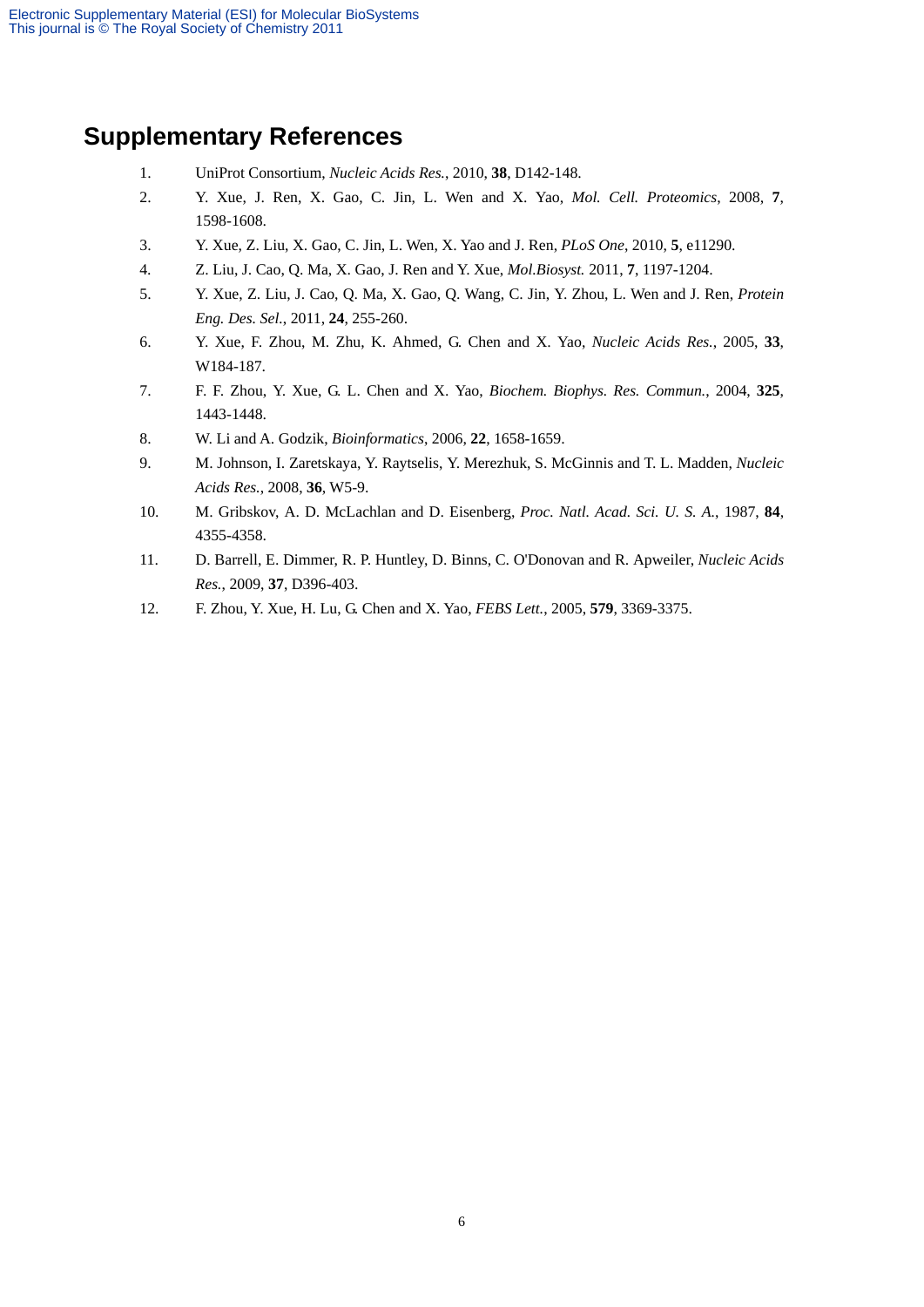# Supplementary References

1. UniProt Consortium, *Nucleic Acids Res.*, 2010, **38**, D142-148.
2. Y. Xue, J. Ren, X. Gao, C. Jin, L. Wen and X. Yao, *Mol. Cell. Proteomics*, 2008, **7**, 1598-1608.
3. Y. Xue, Z. Liu, X. Gao, C. Jin, L. Wen, X. Yao and J. Ren, *PLoS One*, 2010, **5**, e11290.
4. Z. Liu, J. Cao, Q. Ma, X. Gao, J. Ren and Y. Xue, *Mol.Biosyst.* 2011, **7**, 1197-1204.
5. Y. Xue, Z. Liu, J. Cao, Q. Ma, X. Gao, Q. Wang, C. Jin, Y. Zhou, L. Wen and J. Ren, *Protein Eng. Des. Sel.*, 2011, **24**, 255-260.
6. Y. Xue, F. Zhou, M. Zhu, K. Ahmed, G. Chen and X. Yao, *Nucleic Acids Res.*, 2005, **33**, W184-187.
7. F. F. Zhou, Y. Xue, G. L. Chen and X. Yao, *Biochem. Biophys. Res. Commun.*, 2004, **325**, 1443-1448.
8. W. Li and A. Godzik, *Bioinformatics*, 2006, **22**, 1658-1659.
9. M. Johnson, I. Zaretskaya, Y. Raytselis, Y. Merezhuk, S. McGinnis and T. L. Madden, *Nucleic Acids Res.*, 2008, **36**, W5-9.
10. M. Gribskov, A. D. McLachlan and D. Eisenberg, *Proc. Natl. Acad. Sci. U. S. A.*, 1987, **84**, 4355-4358.
11. D. Barrell, E. Dimmer, R. P. Huntley, D. Binns, C. O'Donovan and R. Apweiler, *Nucleic Acids Res.*, 2009, **37**, D396-403.
12. F. Zhou, Y. Xue, H. Lu, G. Chen and X. Yao, *FEBS Lett.*, 2005, **579**, 3369-3375.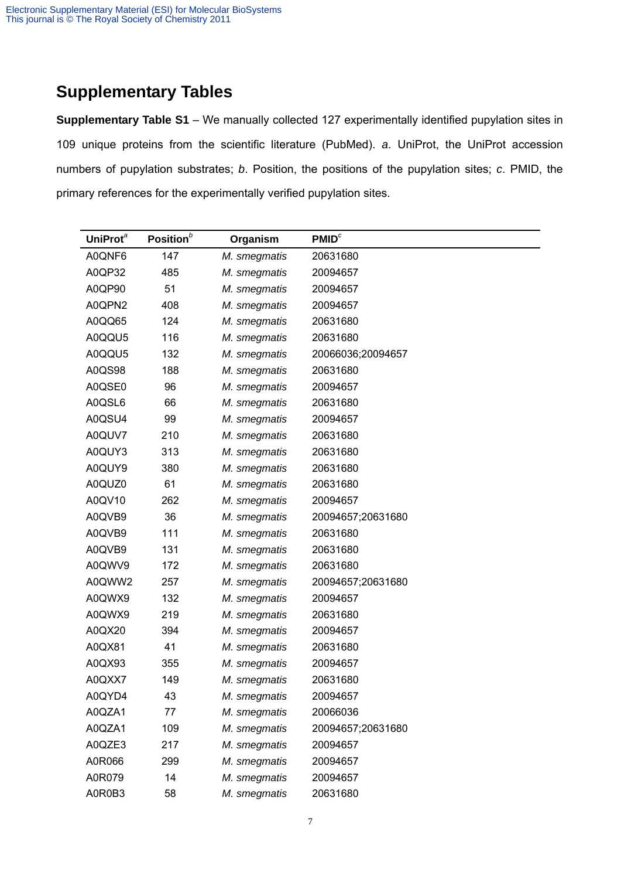# Supplementary Tables

**Supplementary Table S1** – We manually collected 127 experimentally identified pupylation sites in 109 unique proteins from the scientific literature (PubMed). *a*. UniProt, the UniProt accession numbers of pupylation substrates; *b*. Position, the positions of the pupylation sites; *c*. PMID, the primary references for the experimentally verified pupylation sites.

| UniProt[a] | Position[b] | Organism | PMID[c] |
|---|---|---|---|
| A0QNF6 | 147 | *M. smegmatis* | 20631680 |
| A0QP32 | 485 | *M. smegmatis* | 20094657 |
| A0QP90 | 51 | *M. smegmatis* | 20094657 |
| A0QPN2 | 408 | *M. smegmatis* | 20094657 |
| A0QQ65 | 124 | *M. smegmatis* | 20631680 |
| A0QQU5 | 116 | *M. smegmatis* | 20631680 |
| A0QQU5 | 132 | *M. smegmatis* | 20066036;20094657 |
| A0QS98 | 188 | *M. smegmatis* | 20631680 |
| A0QSE0 | 96 | *M. smegmatis* | 20094657 |
| A0QSL6 | 66 | *M. smegmatis* | 20631680 |
| A0QSU4 | 99 | *M. smegmatis* | 20094657 |
| A0QUV7 | 210 | *M. smegmatis* | 20631680 |
| A0QUY3 | 313 | *M. smegmatis* | 20631680 |
| A0QUY9 | 380 | *M. smegmatis* | 20631680 |
| A0QUZ0 | 61 | *M. smegmatis* | 20631680 |
| A0QV10 | 262 | *M. smegmatis* | 20094657 |
| A0QVB9 | 36 | *M. smegmatis* | 20094657;20631680 |
| A0QVB9 | 111 | *M. smegmatis* | 20631680 |
| A0QVB9 | 131 | *M. smegmatis* | 20631680 |
| A0QWV9 | 172 | *M. smegmatis* | 20631680 |
| A0QWW2 | 257 | *M. smegmatis* | 20094657;20631680 |
| A0QWX9 | 132 | *M. smegmatis* | 20094657 |
| A0QWX9 | 219 | *M. smegmatis* | 20631680 |
| A0QX20 | 394 | *M. smegmatis* | 20094657 |
| A0QX81 | 41 | *M. smegmatis* | 20631680 |
| A0QX93 | 355 | *M. smegmatis* | 20094657 |
| A0QXX7 | 149 | *M. smegmatis* | 20631680 |
| A0QYD4 | 43 | *M. smegmatis* | 20094657 |
| A0QZA1 | 77 | *M. smegmatis* | 20066036 |
| A0QZA1 | 109 | *M. smegmatis* | 20094657;20631680 |
| A0QZE3 | 217 | *M. smegmatis* | 20094657 |
| A0R066 | 299 | *M. smegmatis* | 20094657 |
| A0R079 | 14 | *M. smegmatis* | 20094657 |
| A0R0B3 | 58 | *M. smegmatis* | 20631680 |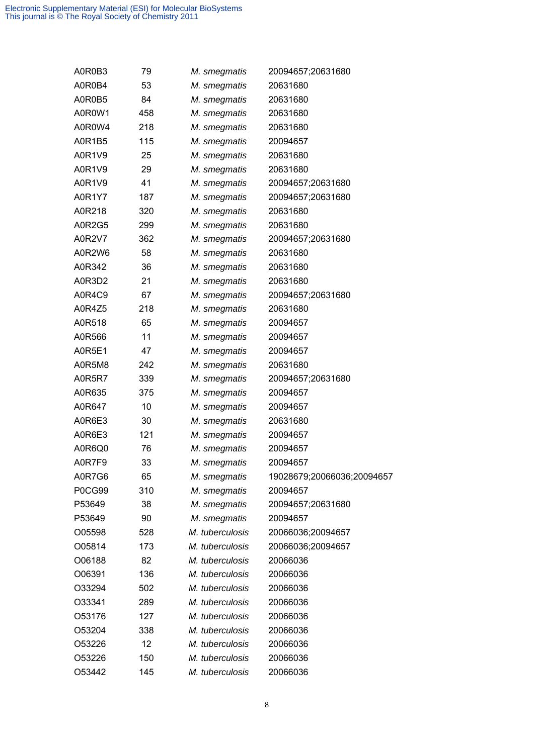| | | | |
|---|---|---|---|
| A0R0B3 | 79 | *M. smegmatis* | 20094657;20631680 |
| A0R0B4 | 53 | *M. smegmatis* | 20631680 |
| A0R0B5 | 84 | *M. smegmatis* | 20631680 |
| A0R0W1 | 458 | *M. smegmatis* | 20631680 |
| A0R0W4 | 218 | *M. smegmatis* | 20631680 |
| A0R1B5 | 115 | *M. smegmatis* | 20094657 |
| A0R1V9 | 25 | *M. smegmatis* | 20631680 |
| A0R1V9 | 29 | *M. smegmatis* | 20631680 |
| A0R1V9 | 41 | *M. smegmatis* | 20094657;20631680 |
| A0R1Y7 | 187 | *M. smegmatis* | 20094657;20631680 |
| A0R218 | 320 | *M. smegmatis* | 20631680 |
| A0R2G5 | 299 | *M. smegmatis* | 20631680 |
| A0R2V7 | 362 | *M. smegmatis* | 20094657;20631680 |
| A0R2W6 | 58 | *M. smegmatis* | 20631680 |
| A0R342 | 36 | *M. smegmatis* | 20631680 |
| A0R3D2 | 21 | *M. smegmatis* | 20631680 |
| A0R4C9 | 67 | *M. smegmatis* | 20094657;20631680 |
| A0R4Z5 | 218 | *M. smegmatis* | 20631680 |
| A0R518 | 65 | *M. smegmatis* | 20094657 |
| A0R566 | 11 | *M. smegmatis* | 20094657 |
| A0R5E1 | 47 | *M. smegmatis* | 20094657 |
| A0R5M8 | 242 | *M. smegmatis* | 20631680 |
| A0R5R7 | 339 | *M. smegmatis* | 20094657;20631680 |
| A0R635 | 375 | *M. smegmatis* | 20094657 |
| A0R647 | 10 | *M. smegmatis* | 20094657 |
| A0R6E3 | 30 | *M. smegmatis* | 20631680 |
| A0R6E3 | 121 | *M. smegmatis* | 20094657 |
| A0R6Q0 | 76 | *M. smegmatis* | 20094657 |
| A0R7F9 | 33 | *M. smegmatis* | 20094657 |
| A0R7G6 | 65 | *M. smegmatis* | 19028679;20066036;20094657 |
| P0CG99 | 310 | *M. smegmatis* | 20094657 |
| P53649 | 38 | *M. smegmatis* | 20094657;20631680 |
| P53649 | 90 | *M. smegmatis* | 20094657 |
| O05598 | 528 | *M. tuberculosis* | 20066036;20094657 |
| O05814 | 173 | *M. tuberculosis* | 20066036;20094657 |
| O06188 | 82 | *M. tuberculosis* | 20066036 |
| O06391 | 136 | *M. tuberculosis* | 20066036 |
| O33294 | 502 | *M. tuberculosis* | 20066036 |
| O33341 | 289 | *M. tuberculosis* | 20066036 |
| O53176 | 127 | *M. tuberculosis* | 20066036 |
| O53204 | 338 | *M. tuberculosis* | 20066036 |
| O53226 | 12 | *M. tuberculosis* | 20066036 |
| O53226 | 150 | *M. tuberculosis* | 20066036 |
| O53442 | 145 | *M. tuberculosis* | 20066036 |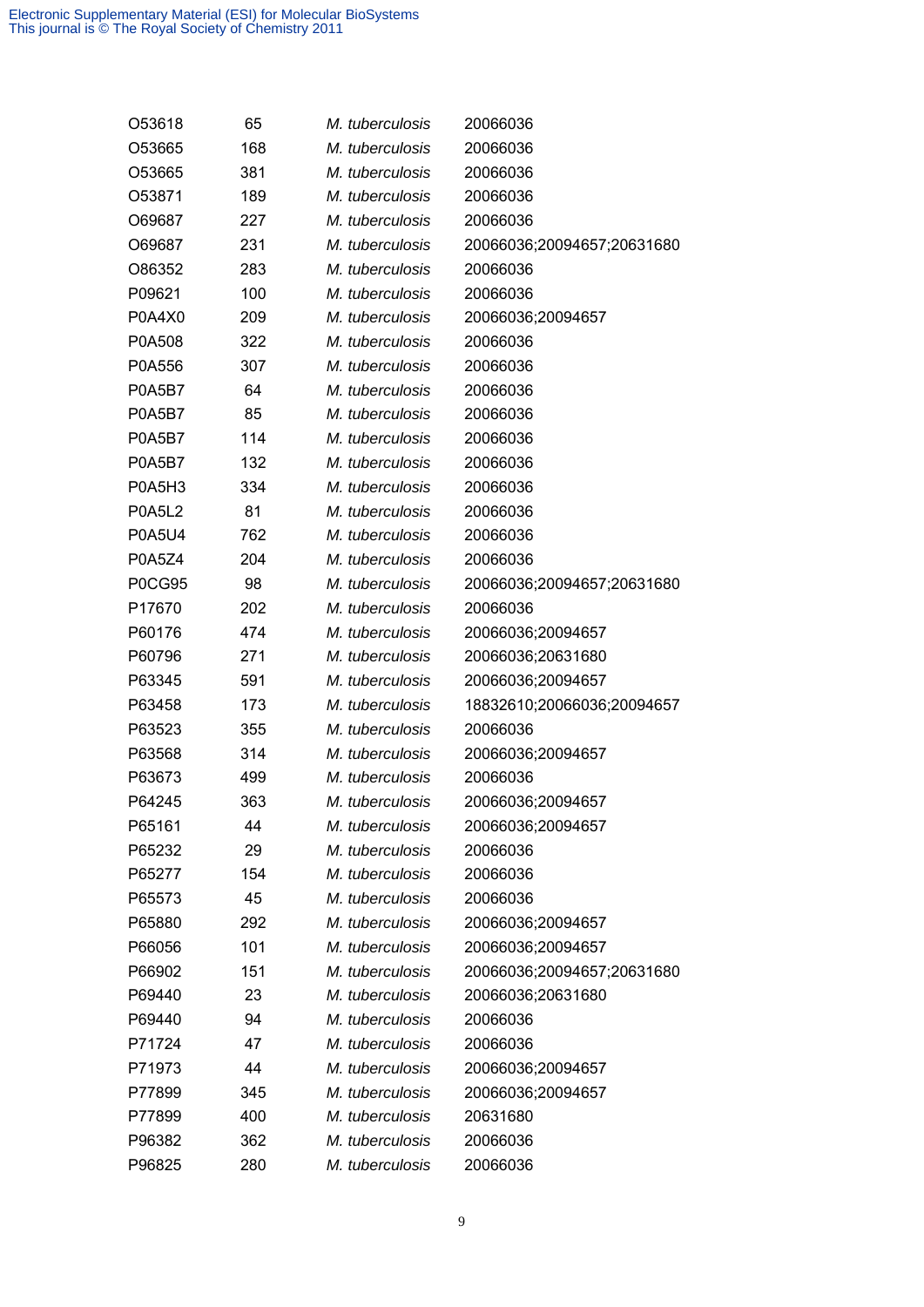| | | | |
|---|---|---|---|
| O53618 | 65 | *M. tuberculosis* | 20066036 |
| O53665 | 168 | *M. tuberculosis* | 20066036 |
| O53665 | 381 | *M. tuberculosis* | 20066036 |
| O53871 | 189 | *M. tuberculosis* | 20066036 |
| O69687 | 227 | *M. tuberculosis* | 20066036 |
| O69687 | 231 | *M. tuberculosis* | 20066036;20094657;20631680 |
| O86352 | 283 | *M. tuberculosis* | 20066036 |
| P09621 | 100 | *M. tuberculosis* | 20066036 |
| P0A4X0 | 209 | *M. tuberculosis* | 20066036;20094657 |
| P0A508 | 322 | *M. tuberculosis* | 20066036 |
| P0A556 | 307 | *M. tuberculosis* | 20066036 |
| P0A5B7 | 64 | *M. tuberculosis* | 20066036 |
| P0A5B7 | 85 | *M. tuberculosis* | 20066036 |
| P0A5B7 | 114 | *M. tuberculosis* | 20066036 |
| P0A5B7 | 132 | *M. tuberculosis* | 20066036 |
| P0A5H3 | 334 | *M. tuberculosis* | 20066036 |
| P0A5L2 | 81 | *M. tuberculosis* | 20066036 |
| P0A5U4 | 762 | *M. tuberculosis* | 20066036 |
| P0A5Z4 | 204 | *M. tuberculosis* | 20066036 |
| P0CG95 | 98 | *M. tuberculosis* | 20066036;20094657;20631680 |
| P17670 | 202 | *M. tuberculosis* | 20066036 |
| P60176 | 474 | *M. tuberculosis* | 20066036;20094657 |
| P60796 | 271 | *M. tuberculosis* | 20066036;20631680 |
| P63345 | 591 | *M. tuberculosis* | 20066036;20094657 |
| P63458 | 173 | *M. tuberculosis* | 18832610;20066036;20094657 |
| P63523 | 355 | *M. tuberculosis* | 20066036 |
| P63568 | 314 | *M. tuberculosis* | 20066036;20094657 |
| P63673 | 499 | *M. tuberculosis* | 20066036 |
| P64245 | 363 | *M. tuberculosis* | 20066036;20094657 |
| P65161 | 44 | *M. tuberculosis* | 20066036;20094657 |
| P65232 | 29 | *M. tuberculosis* | 20066036 |
| P65277 | 154 | *M. tuberculosis* | 20066036 |
| P65573 | 45 | *M. tuberculosis* | 20066036 |
| P65880 | 292 | *M. tuberculosis* | 20066036;20094657 |
| P66056 | 101 | *M. tuberculosis* | 20066036;20094657 |
| P66902 | 151 | *M. tuberculosis* | 20066036;20094657;20631680 |
| P69440 | 23 | *M. tuberculosis* | 20066036;20631680 |
| P69440 | 94 | *M. tuberculosis* | 20066036 |
| P71724 | 47 | *M. tuberculosis* | 20066036 |
| P71973 | 44 | *M. tuberculosis* | 20066036;20094657 |
| P77899 | 345 | *M. tuberculosis* | 20066036;20094657 |
| P77899 | 400 | *M. tuberculosis* | 20631680 |
| P96382 | 362 | *M. tuberculosis* | 20066036 |
| P96825 | 280 | *M. tuberculosis* | 20066036 |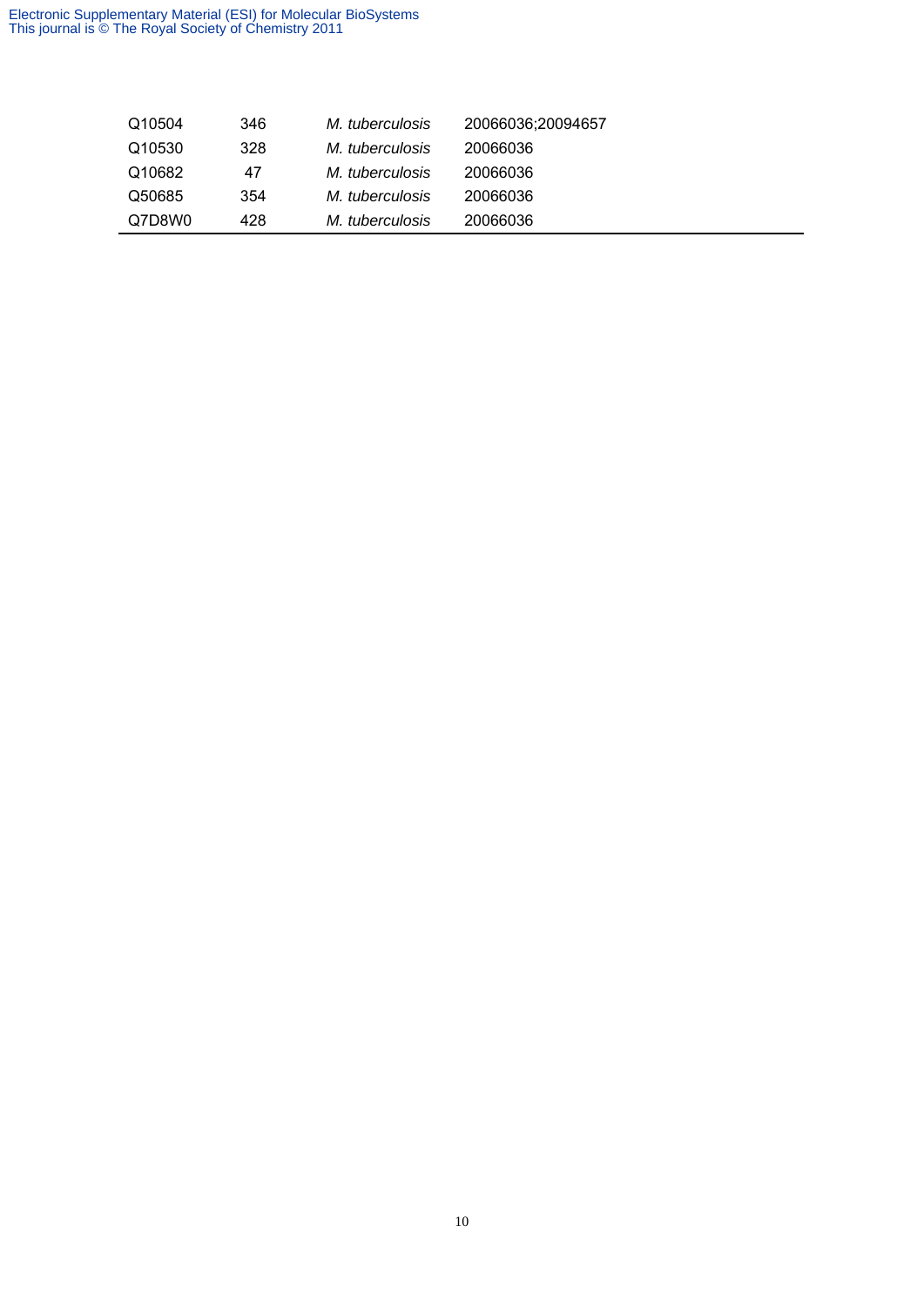| | | | |
|---|---|---|---|
| Q10504 | 346 | *M. tuberculosis* | 20066036;20094657 |
| Q10530 | 328 | *M. tuberculosis* | 20066036 |
| Q10682 | 47 | *M. tuberculosis* | 20066036 |
| Q50685 | 354 | *M. tuberculosis* | 20066036 |
| Q7D8W0 | 428 | *M. tuberculosis* | 20066036 |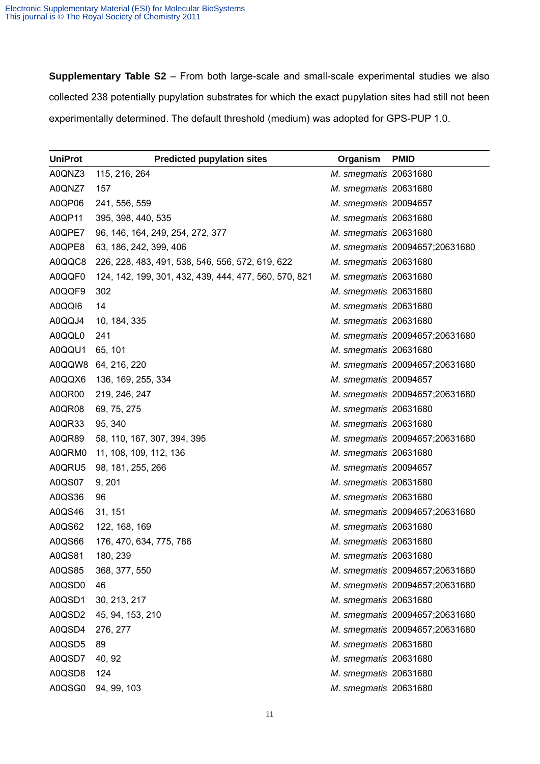**Supplementary Table S2** – From both large-scale and small-scale experimental studies we also collected 238 potentially pupylation substrates for which the exact pupylation sites had still not been experimentally determined. The default threshold (medium) was adopted for GPS-PUP 1.0.

| UniProt | Predicted pupylation sites | Organism | PMID |
|---|---|---|---|
| A0QNZ3 | 115, 216, 264 | *M. smegmatis* | 20631680 |
| A0QNZ7 | 157 | *M. smegmatis* | 20631680 |
| A0QP06 | 241, 556, 559 | *M. smegmatis* | 20094657 |
| A0QP11 | 395, 398, 440, 535 | *M. smegmatis* | 20631680 |
| A0QPE7 | 96, 146, 164, 249, 254, 272, 377 | *M. smegmatis* | 20631680 |
| A0QPE8 | 63, 186, 242, 399, 406 | *M. smegmatis* | 20094657;20631680 |
| A0QQC8 | 226, 228, 483, 491, 538, 546, 556, 572, 619, 622 | *M. smegmatis* | 20631680 |
| A0QQF0 | 124, 142, 199, 301, 432, 439, 444, 477, 560, 570, 821 | *M. smegmatis* | 20631680 |
| A0QQF9 | 302 | *M. smegmatis* | 20631680 |
| A0QQI6 | 14 | *M. smegmatis* | 20631680 |
| A0QQJ4 | 10, 184, 335 | *M. smegmatis* | 20631680 |
| A0QQL0 | 241 | *M. smegmatis* | 20094657;20631680 |
| A0QQU1 | 65, 101 | *M. smegmatis* | 20631680 |
| A0QQW8 | 64, 216, 220 | *M. smegmatis* | 20094657;20631680 |
| A0QQX6 | 136, 169, 255, 334 | *M. smegmatis* | 20094657 |
| A0QR00 | 219, 246, 247 | *M. smegmatis* | 20094657;20631680 |
| A0QR08 | 69, 75, 275 | *M. smegmatis* | 20631680 |
| A0QR33 | 95, 340 | *M. smegmatis* | 20631680 |
| A0QR89 | 58, 110, 167, 307, 394, 395 | *M. smegmatis* | 20094657;20631680 |
| A0QRM0 | 11, 108, 109, 112, 136 | *M. smegmatis* | 20631680 |
| A0QRU5 | 98, 181, 255, 266 | *M. smegmatis* | 20094657 |
| A0QS07 | 9, 201 | *M. smegmatis* | 20631680 |
| A0QS36 | 96 | *M. smegmatis* | 20631680 |
| A0QS46 | 31, 151 | *M. smegmatis* | 20094657;20631680 |
| A0QS62 | 122, 168, 169 | *M. smegmatis* | 20631680 |
| A0QS66 | 176, 470, 634, 775, 786 | *M. smegmatis* | 20631680 |
| A0QS81 | 180, 239 | *M. smegmatis* | 20631680 |
| A0QS85 | 368, 377, 550 | *M. smegmatis* | 20094657;20631680 |
| A0QSD0 | 46 | *M. smegmatis* | 20094657;20631680 |
| A0QSD1 | 30, 213, 217 | *M. smegmatis* | 20631680 |
| A0QSD2 | 45, 94, 153, 210 | *M. smegmatis* | 20094657;20631680 |
| A0QSD4 | 276, 277 | *M. smegmatis* | 20094657;20631680 |
| A0QSD5 | 89 | *M. smegmatis* | 20631680 |
| A0QSD7 | 40, 92 | *M. smegmatis* | 20631680 |
| A0QSD8 | 124 | *M. smegmatis* | 20631680 |
| A0QSG0 | 94, 99, 103 | *M. smegmatis* | 20631680 |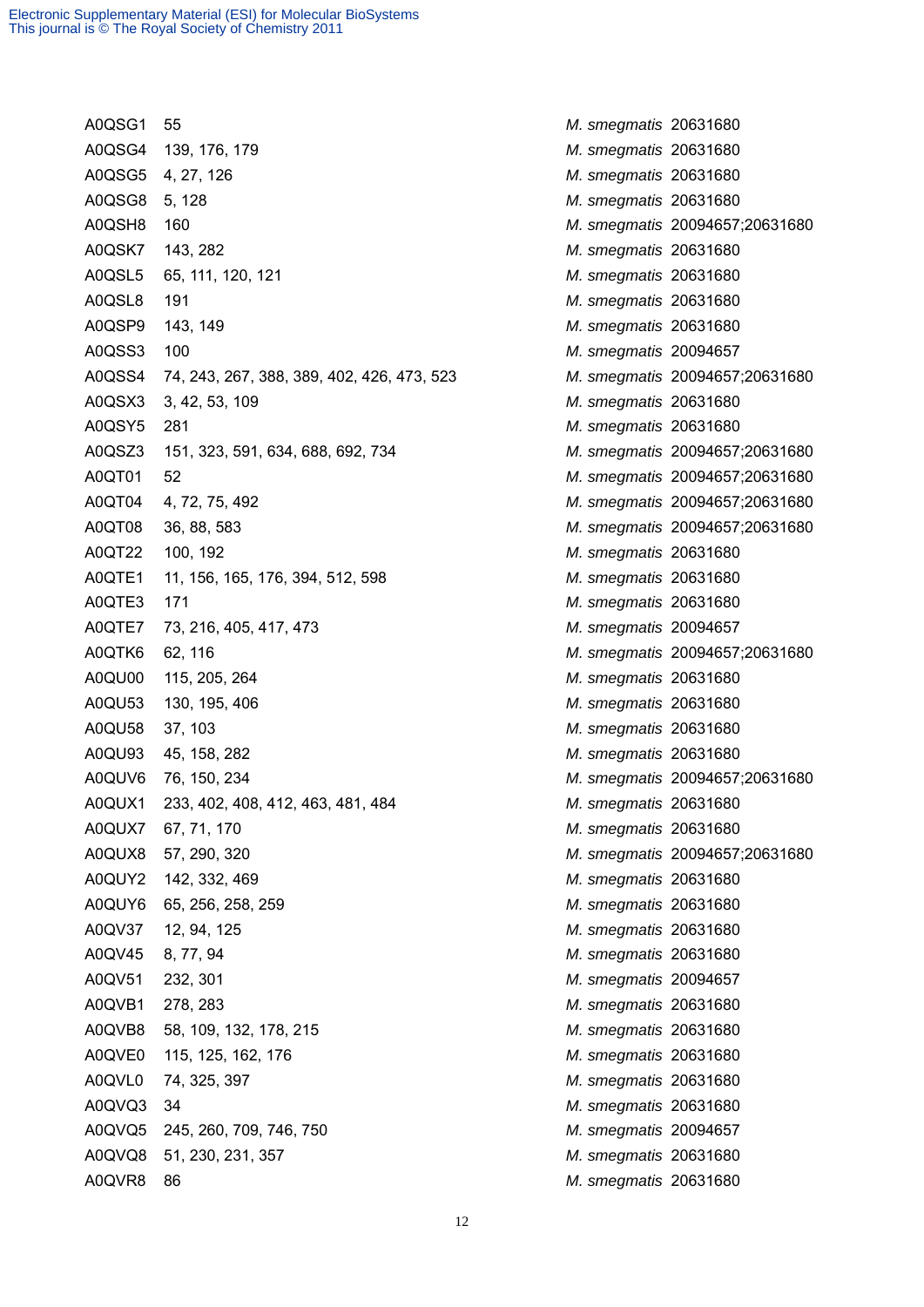| | | | |
|---|---|---|---|
| A0QSG1 | 55 | *M. smegmatis* | 20631680 |
| A0QSG4 | 139, 176, 179 | *M. smegmatis* | 20631680 |
| A0QSG5 | 4, 27, 126 | *M. smegmatis* | 20631680 |
| A0QSG8 | 5, 128 | *M. smegmatis* | 20631680 |
| A0QSH8 | 160 | *M. smegmatis* | 20094657;20631680 |
| A0QSK7 | 143, 282 | *M. smegmatis* | 20631680 |
| A0QSL5 | 65, 111, 120, 121 | *M. smegmatis* | 20631680 |
| A0QSL8 | 191 | *M. smegmatis* | 20631680 |
| A0QSP9 | 143, 149 | *M. smegmatis* | 20631680 |
| A0QSS3 | 100 | *M. smegmatis* | 20094657 |
| A0QSS4 | 74, 243, 267, 388, 389, 402, 426, 473, 523 | *M. smegmatis* | 20094657;20631680 |
| A0QSX3 | 3, 42, 53, 109 | *M. smegmatis* | 20631680 |
| A0QSY5 | 281 | *M. smegmatis* | 20631680 |
| A0QSZ3 | 151, 323, 591, 634, 688, 692, 734 | *M. smegmatis* | 20094657;20631680 |
| A0QT01 | 52 | *M. smegmatis* | 20094657;20631680 |
| A0QT04 | 4, 72, 75, 492 | *M. smegmatis* | 20094657;20631680 |
| A0QT08 | 36, 88, 583 | *M. smegmatis* | 20094657;20631680 |
| A0QT22 | 100, 192 | *M. smegmatis* | 20631680 |
| A0QTE1 | 11, 156, 165, 176, 394, 512, 598 | *M. smegmatis* | 20631680 |
| A0QTE3 | 171 | *M. smegmatis* | 20631680 |
| A0QTE7 | 73, 216, 405, 417, 473 | *M. smegmatis* | 20094657 |
| A0QTK6 | 62, 116 | *M. smegmatis* | 20094657;20631680 |
| A0QU00 | 115, 205, 264 | *M. smegmatis* | 20631680 |
| A0QU53 | 130, 195, 406 | *M. smegmatis* | 20631680 |
| A0QU58 | 37, 103 | *M. smegmatis* | 20631680 |
| A0QU93 | 45, 158, 282 | *M. smegmatis* | 20631680 |
| A0QUV6 | 76, 150, 234 | *M. smegmatis* | 20094657;20631680 |
| A0QUX1 | 233, 402, 408, 412, 463, 481, 484 | *M. smegmatis* | 20631680 |
| A0QUX7 | 67, 71, 170 | *M. smegmatis* | 20631680 |
| A0QUX8 | 57, 290, 320 | *M. smegmatis* | 20094657;20631680 |
| A0QUY2 | 142, 332, 469 | *M. smegmatis* | 20631680 |
| A0QUY6 | 65, 256, 258, 259 | *M. smegmatis* | 20631680 |
| A0QV37 | 12, 94, 125 | *M. smegmatis* | 20631680 |
| A0QV45 | 8, 77, 94 | *M. smegmatis* | 20631680 |
| A0QV51 | 232, 301 | *M. smegmatis* | 20094657 |
| A0QVB1 | 278, 283 | *M. smegmatis* | 20631680 |
| A0QVB8 | 58, 109, 132, 178, 215 | *M. smegmatis* | 20631680 |
| A0QVE0 | 115, 125, 162, 176 | *M. smegmatis* | 20631680 |
| A0QVL0 | 74, 325, 397 | *M. smegmatis* | 20631680 |
| A0QVQ3 | 34 | *M. smegmatis* | 20631680 |
| A0QVQ5 | 245, 260, 709, 746, 750 | *M. smegmatis* | 20094657 |
| A0QVQ8 | 51, 230, 231, 357 | *M. smegmatis* | 20631680 |
| A0QVR8 | 86 | *M. smegmatis* | 20631680 |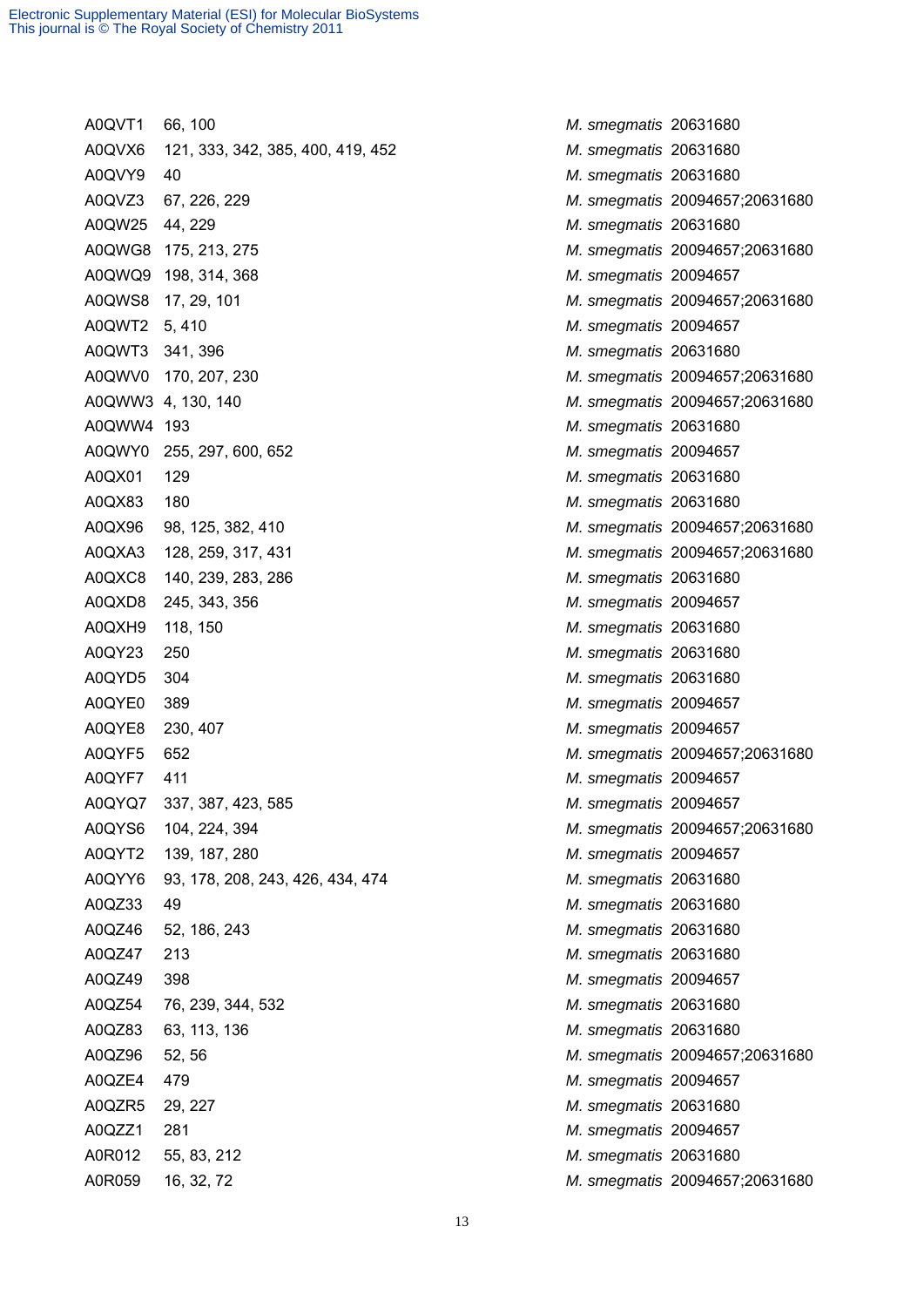| | | | |
|---|---|---|---|
| A0QVT1 | 66, 100 | *M. smegmatis* | 20631680 |
| A0QVX6 | 121, 333, 342, 385, 400, 419, 452 | *M. smegmatis* | 20631680 |
| A0QVY9 | 40 | *M. smegmatis* | 20631680 |
| A0QVZ3 | 67, 226, 229 | *M. smegmatis* | 20094657;20631680 |
| A0QW25 | 44, 229 | *M. smegmatis* | 20631680 |
| A0QWG8 | 175, 213, 275 | *M. smegmatis* | 20094657;20631680 |
| A0QWQ9 | 198, 314, 368 | *M. smegmatis* | 20094657 |
| A0QWS8 | 17, 29, 101 | *M. smegmatis* | 20094657;20631680 |
| A0QWT2 | 5, 410 | *M. smegmatis* | 20094657 |
| A0QWT3 | 341, 396 | *M. smegmatis* | 20631680 |
| A0QWV0 | 170, 207, 230 | *M. smegmatis* | 20094657;20631680 |
| A0QWW3 | 4, 130, 140 | *M. smegmatis* | 20094657;20631680 |
| A0QWW4 | 193 | *M. smegmatis* | 20631680 |
| A0QWY0 | 255, 297, 600, 652 | *M. smegmatis* | 20094657 |
| A0QX01 | 129 | *M. smegmatis* | 20631680 |
| A0QX83 | 180 | *M. smegmatis* | 20631680 |
| A0QX96 | 98, 125, 382, 410 | *M. smegmatis* | 20094657;20631680 |
| A0QXA3 | 128, 259, 317, 431 | *M. smegmatis* | 20094657;20631680 |
| A0QXC8 | 140, 239, 283, 286 | *M. smegmatis* | 20631680 |
| A0QXD8 | 245, 343, 356 | *M. smegmatis* | 20094657 |
| A0QXH9 | 118, 150 | *M. smegmatis* | 20631680 |
| A0QY23 | 250 | *M. smegmatis* | 20631680 |
| A0QYD5 | 304 | *M. smegmatis* | 20631680 |
| A0QYE0 | 389 | *M. smegmatis* | 20094657 |
| A0QYE8 | 230, 407 | *M. smegmatis* | 20094657 |
| A0QYF5 | 652 | *M. smegmatis* | 20094657;20631680 |
| A0QYF7 | 411 | *M. smegmatis* | 20094657 |
| A0QYQ7 | 337, 387, 423, 585 | *M. smegmatis* | 20094657 |
| A0QYS6 | 104, 224, 394 | *M. smegmatis* | 20094657;20631680 |
| A0QYT2 | 139, 187, 280 | *M. smegmatis* | 20094657 |
| A0QYY6 | 93, 178, 208, 243, 426, 434, 474 | *M. smegmatis* | 20631680 |
| A0QZ33 | 49 | *M. smegmatis* | 20631680 |
| A0QZ46 | 52, 186, 243 | *M. smegmatis* | 20631680 |
| A0QZ47 | 213 | *M. smegmatis* | 20631680 |
| A0QZ49 | 398 | *M. smegmatis* | 20094657 |
| A0QZ54 | 76, 239, 344, 532 | *M. smegmatis* | 20631680 |
| A0QZ83 | 63, 113, 136 | *M. smegmatis* | 20631680 |
| A0QZ96 | 52, 56 | *M. smegmatis* | 20094657;20631680 |
| A0QZE4 | 479 | *M. smegmatis* | 20094657 |
| A0QZR5 | 29, 227 | *M. smegmatis* | 20631680 |
| A0QZZ1 | 281 | *M. smegmatis* | 20094657 |
| A0R012 | 55, 83, 212 | *M. smegmatis* | 20631680 |
| A0R059 | 16, 32, 72 | *M. smegmatis* | 20094657;20631680 |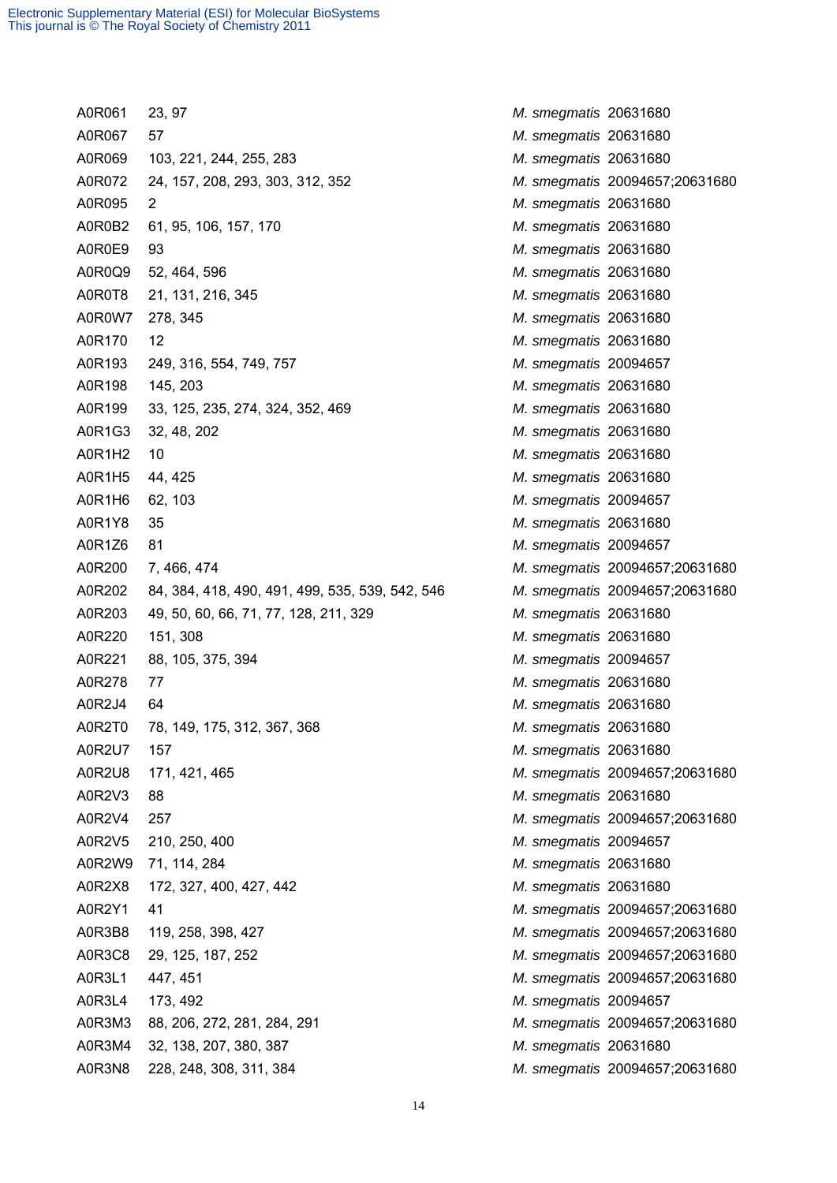| | | | |
|---|---|---|---|
| A0R061 | 23, 97 | *M. smegmatis* | 20631680 |
| A0R067 | 57 | *M. smegmatis* | 20631680 |
| A0R069 | 103, 221, 244, 255, 283 | *M. smegmatis* | 20631680 |
| A0R072 | 24, 157, 208, 293, 303, 312, 352 | *M. smegmatis* | 20094657;20631680 |
| A0R095 | 2 | *M. smegmatis* | 20631680 |
| A0R0B2 | 61, 95, 106, 157, 170 | *M. smegmatis* | 20631680 |
| A0R0E9 | 93 | *M. smegmatis* | 20631680 |
| A0R0Q9 | 52, 464, 596 | *M. smegmatis* | 20631680 |
| A0R0T8 | 21, 131, 216, 345 | *M. smegmatis* | 20631680 |
| A0R0W7 | 278, 345 | *M. smegmatis* | 20631680 |
| A0R170 | 12 | *M. smegmatis* | 20631680 |
| A0R193 | 249, 316, 554, 749, 757 | *M. smegmatis* | 20094657 |
| A0R198 | 145, 203 | *M. smegmatis* | 20631680 |
| A0R199 | 33, 125, 235, 274, 324, 352, 469 | *M. smegmatis* | 20631680 |
| A0R1G3 | 32, 48, 202 | *M. smegmatis* | 20631680 |
| A0R1H2 | 10 | *M. smegmatis* | 20631680 |
| A0R1H5 | 44, 425 | *M. smegmatis* | 20631680 |
| A0R1H6 | 62, 103 | *M. smegmatis* | 20094657 |
| A0R1Y8 | 35 | *M. smegmatis* | 20631680 |
| A0R1Z6 | 81 | *M. smegmatis* | 20094657 |
| A0R200 | 7, 466, 474 | *M. smegmatis* | 20094657;20631680 |
| A0R202 | 84, 384, 418, 490, 491, 499, 535, 539, 542, 546 | *M. smegmatis* | 20094657;20631680 |
| A0R203 | 49, 50, 60, 66, 71, 77, 128, 211, 329 | *M. smegmatis* | 20631680 |
| A0R220 | 151, 308 | *M. smegmatis* | 20631680 |
| A0R221 | 88, 105, 375, 394 | *M. smegmatis* | 20094657 |
| A0R278 | 77 | *M. smegmatis* | 20631680 |
| A0R2J4 | 64 | *M. smegmatis* | 20631680 |
| A0R2T0 | 78, 149, 175, 312, 367, 368 | *M. smegmatis* | 20631680 |
| A0R2U7 | 157 | *M. smegmatis* | 20631680 |
| A0R2U8 | 171, 421, 465 | *M. smegmatis* | 20094657;20631680 |
| A0R2V3 | 88 | *M. smegmatis* | 20631680 |
| A0R2V4 | 257 | *M. smegmatis* | 20094657;20631680 |
| A0R2V5 | 210, 250, 400 | *M. smegmatis* | 20094657 |
| A0R2W9 | 71, 114, 284 | *M. smegmatis* | 20631680 |
| A0R2X8 | 172, 327, 400, 427, 442 | *M. smegmatis* | 20631680 |
| A0R2Y1 | 41 | *M. smegmatis* | 20094657;20631680 |
| A0R3B8 | 119, 258, 398, 427 | *M. smegmatis* | 20094657;20631680 |
| A0R3C8 | 29, 125, 187, 252 | *M. smegmatis* | 20094657;20631680 |
| A0R3L1 | 447, 451 | *M. smegmatis* | 20094657;20631680 |
| A0R3L4 | 173, 492 | *M. smegmatis* | 20094657 |
| A0R3M3 | 88, 206, 272, 281, 284, 291 | *M. smegmatis* | 20094657;20631680 |
| A0R3M4 | 32, 138, 207, 380, 387 | *M. smegmatis* | 20631680 |
| A0R3N8 | 228, 248, 308, 311, 384 | *M. smegmatis* | 20094657;20631680 |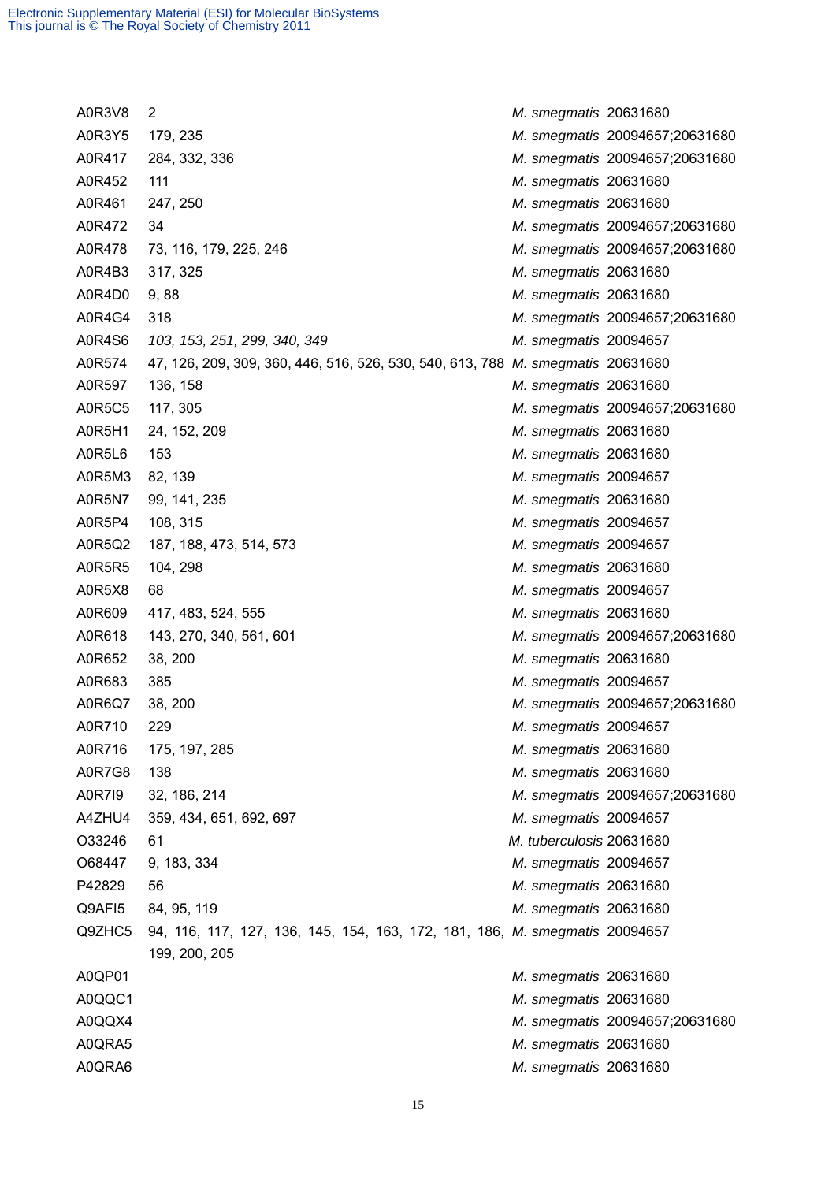| | | | |
|---|---|---|---|
| A0R3V8 | 2 | *M. smegmatis* | 20631680 |
| A0R3Y5 | 179, 235 | *M. smegmatis* | 20094657;20631680 |
| A0R417 | 284, 332, 336 | *M. smegmatis* | 20094657;20631680 |
| A0R452 | 111 | *M. smegmatis* | 20631680 |
| A0R461 | 247, 250 | *M. smegmatis* | 20631680 |
| A0R472 | 34 | *M. smegmatis* | 20094657;20631680 |
| A0R478 | 73, 116, 179, 225, 246 | *M. smegmatis* | 20094657;20631680 |
| A0R4B3 | 317, 325 | *M. smegmatis* | 20631680 |
| A0R4D0 | 9, 88 | *M. smegmatis* | 20631680 |
| A0R4G4 | 318 | *M. smegmatis* | 20094657;20631680 |
| A0R4S6 | *103, 153, 251, 299, 340, 349* | *M. smegmatis* | 20094657 |
| A0R574 | 47, 126, 209, 309, 360, 446, 516, 526, 530, 540, 613, 788 | *M. smegmatis* | 20631680 |
| A0R597 | 136, 158 | *M. smegmatis* | 20631680 |
| A0R5C5 | 117, 305 | *M. smegmatis* | 20094657;20631680 |
| A0R5H1 | 24, 152, 209 | *M. smegmatis* | 20631680 |
| A0R5L6 | 153 | *M. smegmatis* | 20631680 |
| A0R5M3 | 82, 139 | *M. smegmatis* | 20094657 |
| A0R5N7 | 99, 141, 235 | *M. smegmatis* | 20631680 |
| A0R5P4 | 108, 315 | *M. smegmatis* | 20094657 |
| A0R5Q2 | 187, 188, 473, 514, 573 | *M. smegmatis* | 20094657 |
| A0R5R5 | 104, 298 | *M. smegmatis* | 20631680 |
| A0R5X8 | 68 | *M. smegmatis* | 20094657 |
| A0R609 | 417, 483, 524, 555 | *M. smegmatis* | 20631680 |
| A0R618 | 143, 270, 340, 561, 601 | *M. smegmatis* | 20094657;20631680 |
| A0R652 | 38, 200 | *M. smegmatis* | 20631680 |
| A0R683 | 385 | *M. smegmatis* | 20094657 |
| A0R6Q7 | 38, 200 | *M. smegmatis* | 20094657;20631680 |
| A0R710 | 229 | *M. smegmatis* | 20094657 |
| A0R716 | 175, 197, 285 | *M. smegmatis* | 20631680 |
| A0R7G8 | 138 | *M. smegmatis* | 20631680 |
| A0R7I9 | 32, 186, 214 | *M. smegmatis* | 20094657;20631680 |
| A4ZHU4 | 359, 434, 651, 692, 697 | *M. smegmatis* | 20094657 |
| O33246 | 61 | *M. tuberculosis* | 20631680 |
| O68447 | 9, 183, 334 | *M. smegmatis* | 20094657 |
| P42829 | 56 | *M. smegmatis* | 20631680 |
| Q9AFI5 | 84, 95, 119 | *M. smegmatis* | 20631680 |
| Q9ZHC5 | 94, 116, 117, 127, 136, 145, 154, 163, 172, 181, 186, 199, 200, 205 | *M. smegmatis* | 20094657 |
| A0QP01 | | *M. smegmatis* | 20631680 |
| A0QQC1 | | *M. smegmatis* | 20631680 |
| A0QQX4 | | *M. smegmatis* | 20094657;20631680 |
| A0QRA5 | | *M. smegmatis* | 20631680 |
| A0QRA6 | | *M. smegmatis* | 20631680 |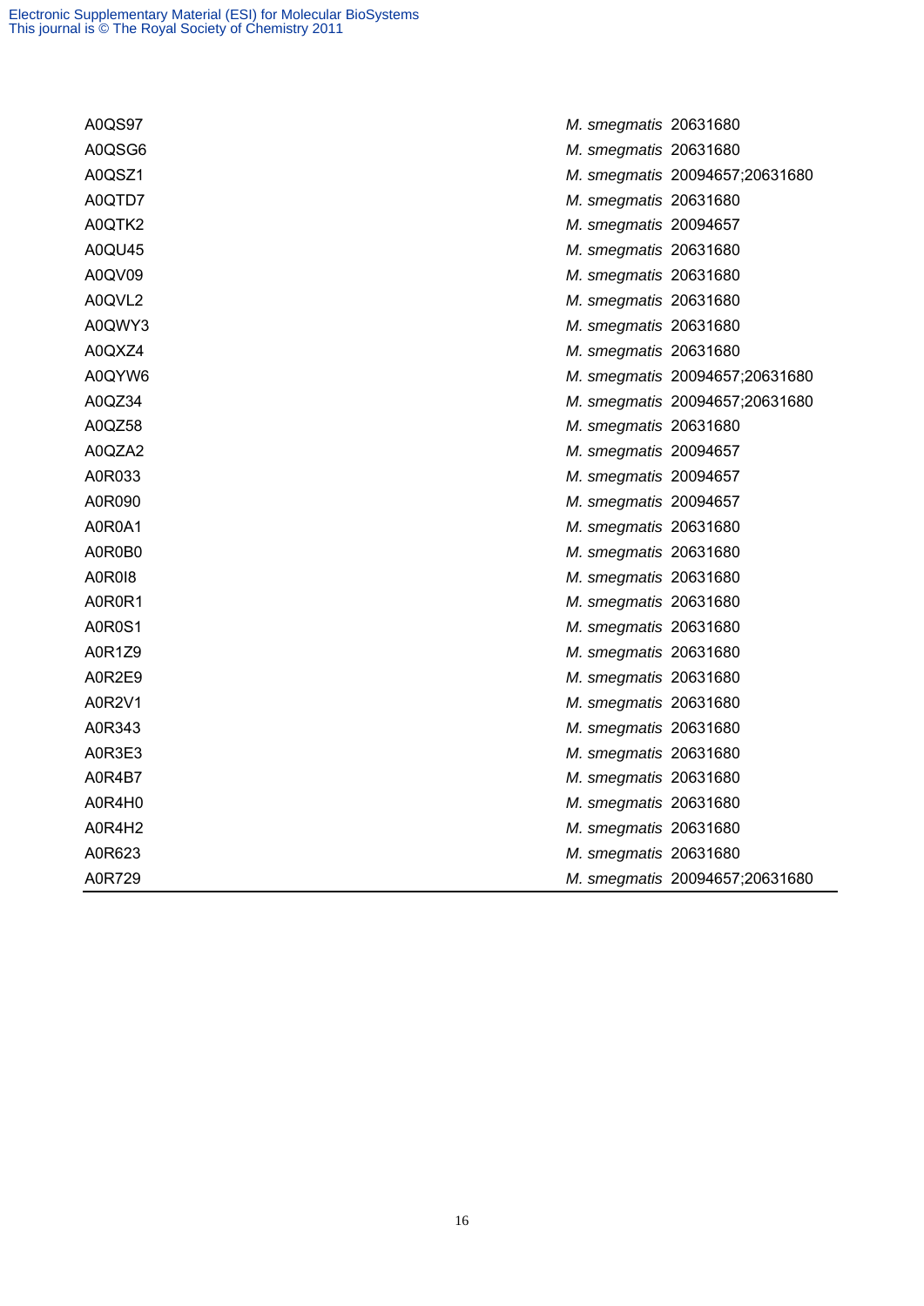| | | |
|---|---|---|
| A0QS97 | *M. smegmatis* | 20631680 |
| A0QSG6 | *M. smegmatis* | 20631680 |
| A0QSZ1 | *M. smegmatis* | 20094657;20631680 |
| A0QTD7 | *M. smegmatis* | 20631680 |
| A0QTK2 | *M. smegmatis* | 20094657 |
| A0QU45 | *M. smegmatis* | 20631680 |
| A0QV09 | *M. smegmatis* | 20631680 |
| A0QVL2 | *M. smegmatis* | 20631680 |
| A0QWY3 | *M. smegmatis* | 20631680 |
| A0QXZ4 | *M. smegmatis* | 20631680 |
| A0QYW6 | *M. smegmatis* | 20094657;20631680 |
| A0QZ34 | *M. smegmatis* | 20094657;20631680 |
| A0QZ58 | *M. smegmatis* | 20631680 |
| A0QZA2 | *M. smegmatis* | 20094657 |
| A0R033 | *M. smegmatis* | 20094657 |
| A0R090 | *M. smegmatis* | 20094657 |
| A0R0A1 | *M. smegmatis* | 20631680 |
| A0R0B0 | *M. smegmatis* | 20631680 |
| A0R0I8 | *M. smegmatis* | 20631680 |
| A0R0R1 | *M. smegmatis* | 20631680 |
| A0R0S1 | *M. smegmatis* | 20631680 |
| A0R1Z9 | *M. smegmatis* | 20631680 |
| A0R2E9 | *M. smegmatis* | 20631680 |
| A0R2V1 | *M. smegmatis* | 20631680 |
| A0R343 | *M. smegmatis* | 20631680 |
| A0R3E3 | *M. smegmatis* | 20631680 |
| A0R4B7 | *M. smegmatis* | 20631680 |
| A0R4H0 | *M. smegmatis* | 20631680 |
| A0R4H2 | *M. smegmatis* | 20631680 |
| A0R623 | *M. smegmatis* | 20631680 |
| A0R729 | *M. smegmatis* | 20094657;20631680 |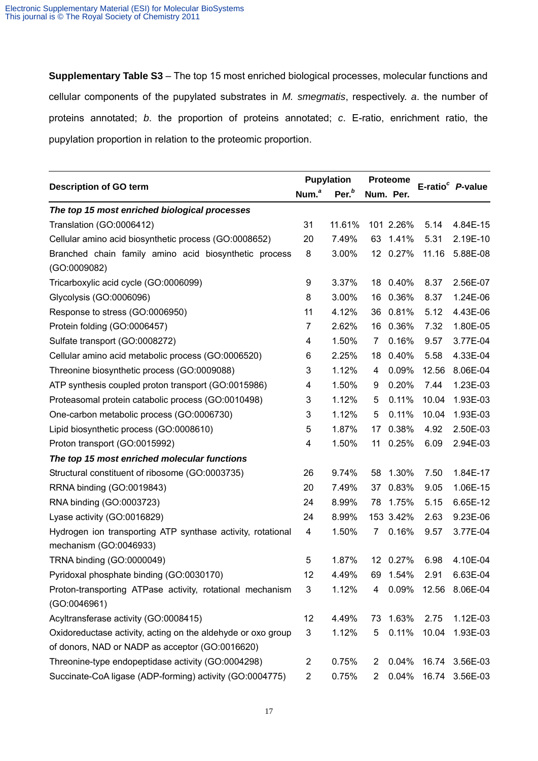**Supplementary Table S3** – The top 15 most enriched biological processes, molecular functions and cellular components of the pupylated substrates in *M. smegmatis*, respectively. *a*. the number of proteins annotated; *b*. the proportion of proteins annotated; *c*. E-ratio, enrichment ratio, the pupylation proportion in relation to the proteomic proportion.

| Description of GO term | Pupylation | | Proteome | | E-ratio[c] | *P*-value |
|---|---|---|---|---|---|---|
| | Num.[a] | Per.[b] | Num. | Per. | | |
| ***The top 15 most enriched biological processes*** | | | | | | |
| Translation (GO:0006412) | 31 | 11.61% | 101 | 2.26% | 5.14 | 4.84E-15 |
| Cellular amino acid biosynthetic process (GO:0008652) | 20 | 7.49% | 63 | 1.41% | 5.31 | 2.19E-10 |
| Branched chain family amino acid biosynthetic process (GO:0009082) | 8 | 3.00% | 12 | 0.27% | 11.16 | 5.88E-08 |
| Tricarboxylic acid cycle (GO:0006099) | 9 | 3.37% | 18 | 0.40% | 8.37 | 2.56E-07 |
| Glycolysis (GO:0006096) | 8 | 3.00% | 16 | 0.36% | 8.37 | 1.24E-06 |
| Response to stress (GO:0006950) | 11 | 4.12% | 36 | 0.81% | 5.12 | 4.43E-06 |
| Protein folding (GO:0006457) | 7 | 2.62% | 16 | 0.36% | 7.32 | 1.80E-05 |
| Sulfate transport (GO:0008272) | 4 | 1.50% | 7 | 0.16% | 9.57 | 3.77E-04 |
| Cellular amino acid metabolic process (GO:0006520) | 6 | 2.25% | 18 | 0.40% | 5.58 | 4.33E-04 |
| Threonine biosynthetic process (GO:0009088) | 3 | 1.12% | 4 | 0.09% | 12.56 | 8.06E-04 |
| ATP synthesis coupled proton transport (GO:0015986) | 4 | 1.50% | 9 | 0.20% | 7.44 | 1.23E-03 |
| Proteasomal protein catabolic process (GO:0010498) | 3 | 1.12% | 5 | 0.11% | 10.04 | 1.93E-03 |
| One-carbon metabolic process (GO:0006730) | 3 | 1.12% | 5 | 0.11% | 10.04 | 1.93E-03 |
| Lipid biosynthetic process (GO:0008610) | 5 | 1.87% | 17 | 0.38% | 4.92 | 2.50E-03 |
| Proton transport (GO:0015992) | 4 | 1.50% | 11 | 0.25% | 6.09 | 2.94E-03 |
| ***The top 15 most enriched molecular functions*** | | | | | | |
| Structural constituent of ribosome (GO:0003735) | 26 | 9.74% | 58 | 1.30% | 7.50 | 1.84E-17 |
| RRNA binding (GO:0019843) | 20 | 7.49% | 37 | 0.83% | 9.05 | 1.06E-15 |
| RNA binding (GO:0003723) | 24 | 8.99% | 78 | 1.75% | 5.15 | 6.65E-12 |
| Lyase activity (GO:0016829) | 24 | 8.99% | 153 | 3.42% | 2.63 | 9.23E-06 |
| Hydrogen ion transporting ATP synthase activity, rotational mechanism (GO:0046933) | 4 | 1.50% | 7 | 0.16% | 9.57 | 3.77E-04 |
| TRNA binding (GO:0000049) | 5 | 1.87% | 12 | 0.27% | 6.98 | 4.10E-04 |
| Pyridoxal phosphate binding (GO:0030170) | 12 | 4.49% | 69 | 1.54% | 2.91 | 6.63E-04 |
| Proton-transporting ATPase activity, rotational mechanism (GO:0046961) | 3 | 1.12% | 4 | 0.09% | 12.56 | 8.06E-04 |
| Acyltransferase activity (GO:0008415) | 12 | 4.49% | 73 | 1.63% | 2.75 | 1.12E-03 |
| Oxidoreductase activity, acting on the aldehyde or oxo group of donors, NAD or NADP as acceptor (GO:0016620) | 3 | 1.12% | 5 | 0.11% | 10.04 | 1.93E-03 |
| Threonine-type endopeptidase activity (GO:0004298) | 2 | 0.75% | 2 | 0.04% | 16.74 | 3.56E-03 |
| Succinate-CoA ligase (ADP-forming) activity (GO:0004775) | 2 | 0.75% | 2 | 0.04% | 16.74 | 3.56E-03 |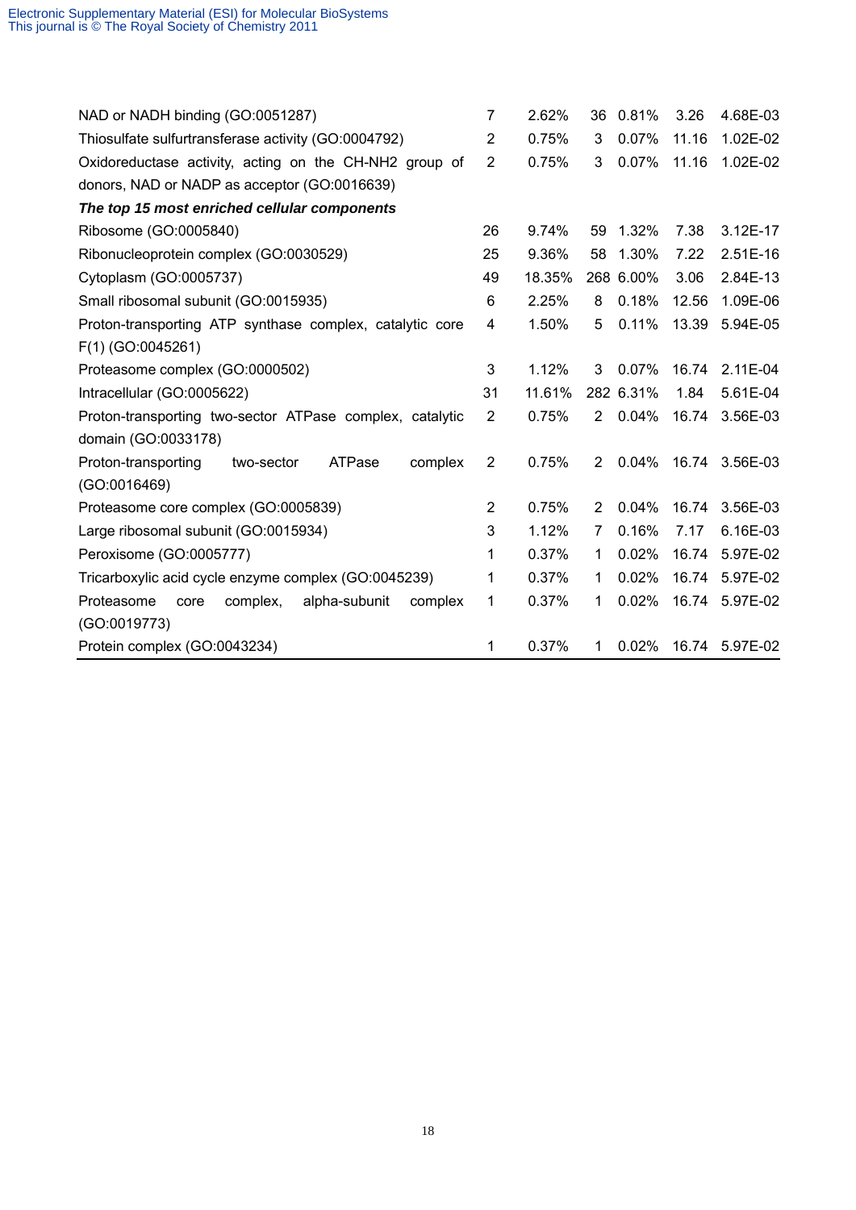| | | | | | | |
|---|---|---|---|---|---|---|
| NAD or NADH binding (GO:0051287) | 7 | 2.62% | 36 | 0.81% | 3.26 | 4.68E-03 |
| Thiosulfate sulfurtransferase activity (GO:0004792) | 2 | 0.75% | 3 | 0.07% | 11.16 | 1.02E-02 |
| Oxidoreductase activity, acting on the CH-NH2 group of donors, NAD or NADP as acceptor (GO:0016639) | 2 | 0.75% | 3 | 0.07% | 11.16 | 1.02E-02 |
| ***The top 15 most enriched cellular components*** | | | | | | |
| Ribosome (GO:0005840) | 26 | 9.74% | 59 | 1.32% | 7.38 | 3.12E-17 |
| Ribonucleoprotein complex (GO:0030529) | 25 | 9.36% | 58 | 1.30% | 7.22 | 2.51E-16 |
| Cytoplasm (GO:0005737) | 49 | 18.35% | 268 | 6.00% | 3.06 | 2.84E-13 |
| Small ribosomal subunit (GO:0015935) | 6 | 2.25% | 8 | 0.18% | 12.56 | 1.09E-06 |
| Proton-transporting ATP synthase complex, catalytic core F(1) (GO:0045261) | 4 | 1.50% | 5 | 0.11% | 13.39 | 5.94E-05 |
| Proteasome complex (GO:0000502) | 3 | 1.12% | 3 | 0.07% | 16.74 | 2.11E-04 |
| Intracellular (GO:0005622) | 31 | 11.61% | 282 | 6.31% | 1.84 | 5.61E-04 |
| Proton-transporting two-sector ATPase complex, catalytic domain (GO:0033178) | 2 | 0.75% | 2 | 0.04% | 16.74 | 3.56E-03 |
| Proton-transporting two-sector ATPase complex (GO:0016469) | 2 | 0.75% | 2 | 0.04% | 16.74 | 3.56E-03 |
| Proteasome core complex (GO:0005839) | 2 | 0.75% | 2 | 0.04% | 16.74 | 3.56E-03 |
| Large ribosomal subunit (GO:0015934) | 3 | 1.12% | 7 | 0.16% | 7.17 | 6.16E-03 |
| Peroxisome (GO:0005777) | 1 | 0.37% | 1 | 0.02% | 16.74 | 5.97E-02 |
| Tricarboxylic acid cycle enzyme complex (GO:0045239) | 1 | 0.37% | 1 | 0.02% | 16.74 | 5.97E-02 |
| Proteasome core complex, alpha-subunit complex (GO:0019773) | 1 | 0.37% | 1 | 0.02% | 16.74 | 5.97E-02 |
| Protein complex (GO:0043234) | 1 | 0.37% | 1 | 0.02% | 16.74 | 5.97E-02 |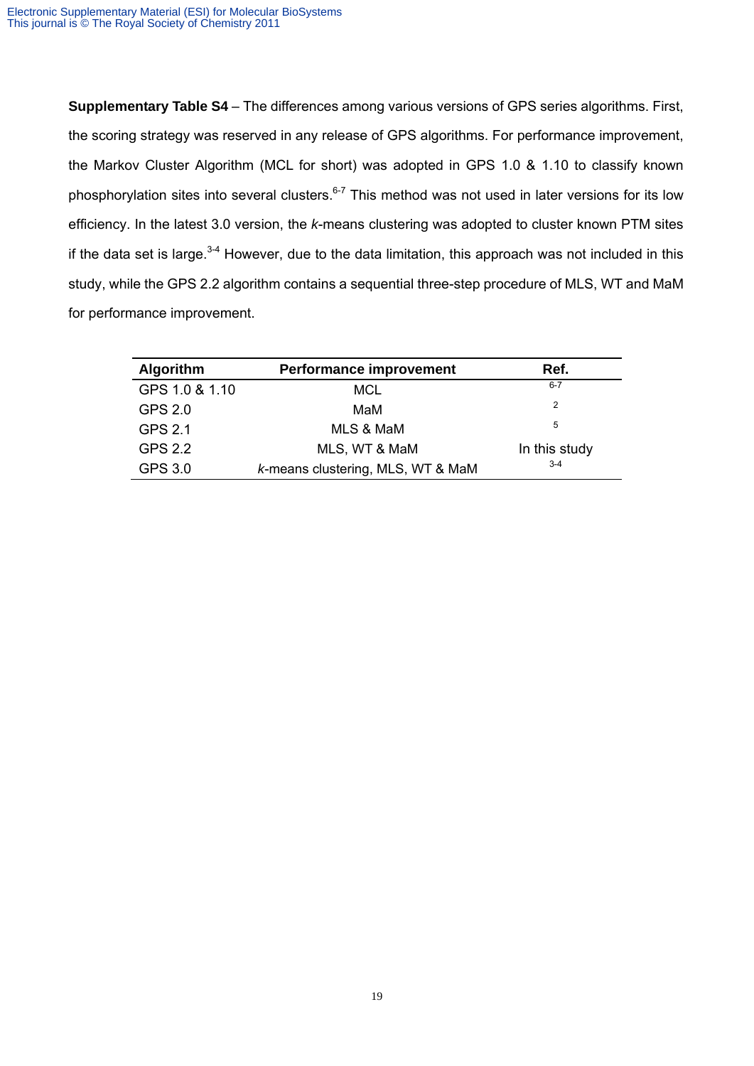**Supplementary Table S4** – The differences among various versions of GPS series algorithms. First, the scoring strategy was reserved in any release of GPS algorithms. For performance improvement, the Markov Cluster Algorithm (MCL for short) was adopted in GPS 1.0 & 1.10 to classify known phosphorylation sites into several clusters.[6-7] This method was not used in later versions for its low efficiency. In the latest 3.0 version, the *k*-means clustering was adopted to cluster known PTM sites if the data set is large.[3-4] However, due to the data limitation, this approach was not included in this study, while the GPS 2.2 algorithm contains a sequential three-step procedure of MLS, WT and MaM for performance improvement.

| **Algorithm** | **Performance improvement** | **Ref.** |
|---|---|---|
| GPS 1.0 & 1.10 | MCL | [6-7] |
| GPS 2.0 | MaM | [2] |
| GPS 2.1 | MLS & MaM | [5] |
| GPS 2.2 | MLS, WT & MaM | In this study |
| GPS 3.0 | *k*-means clustering, MLS, WT & MaM | [3-4] |